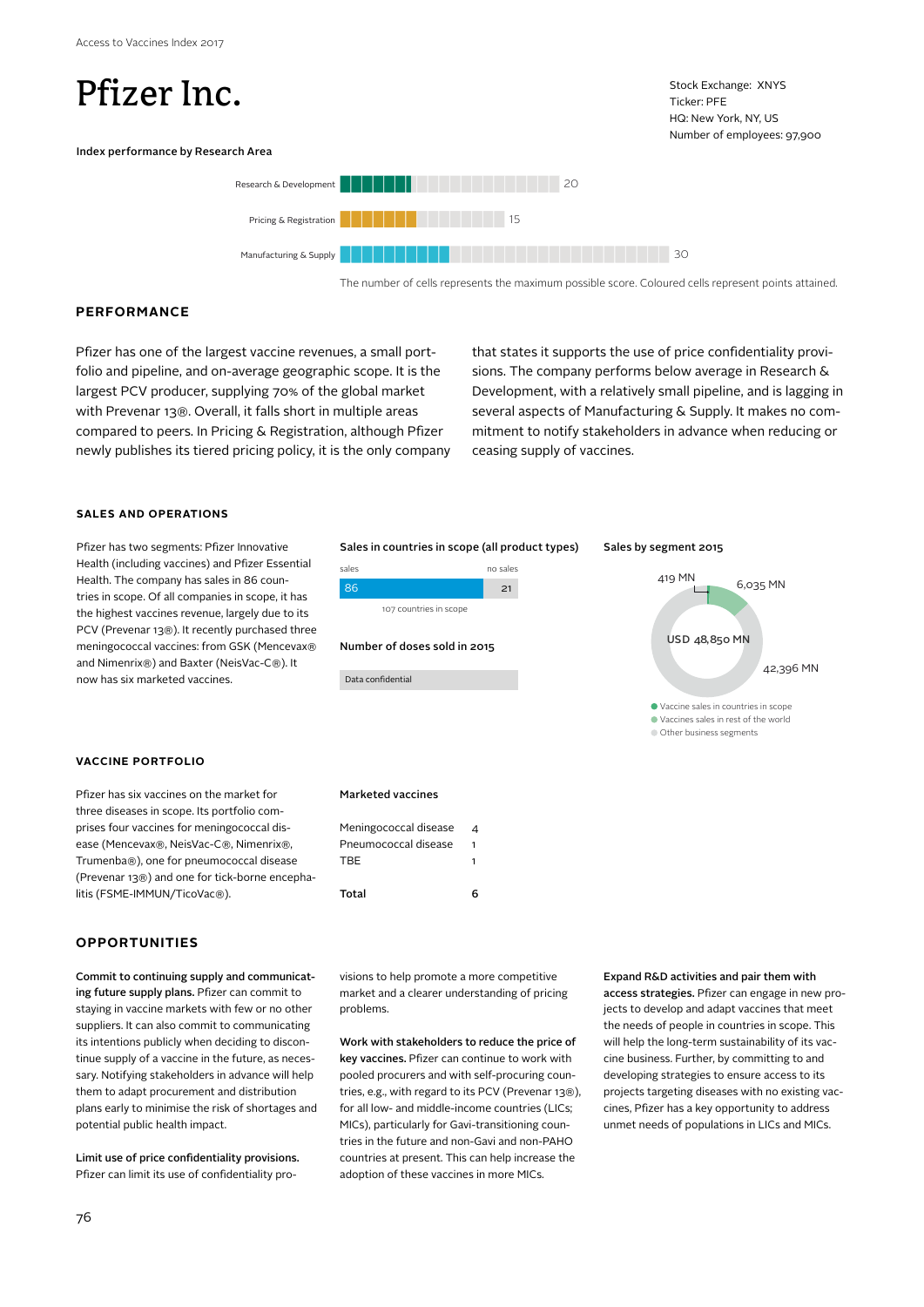# Pfizer Inc.

Stock Exchange: XNYS
Ticker: PFE
HQ: New York, NY, US
Number of employees: 97,900

Index performance by Research Area

| Research Area | Maximum possible score |
| --- | --- |
| Research & Development | 20 |
| Pricing & Registration | 15 |
| Manufacturing & Supply | 30 |

The number of cells represents the maximum possible score. Coloured cells represent points attained.

## PERFORMANCE

Pfizer has one of the largest vaccine revenues, a small portfolio and pipeline, and on-average geographic scope. It is the largest PCV producer, supplying 70% of the global market with Prevenar 13®. Overall, it falls short in multiple areas compared to peers. In Pricing & Registration, although Pfizer newly publishes its tiered pricing policy, it is the only company that states it supports the use of price confidentiality provisions. The company performs below average in Research & Development, with a relatively small pipeline, and is lagging in several aspects of Manufacturing & Supply. It makes no commitment to notify stakeholders in advance when reducing or ceasing supply of vaccines.

### SALES AND OPERATIONS

Pfizer has two segments: Pfizer Innovative Health (including vaccines) and Pfizer Essential Health. The company has sales in 86 countries in scope. Of all companies in scope, it has the highest vaccines revenue, largely due to its PCV (Prevenar 13®). It recently purchased three meningococcal vaccines: from GSK (Mencevax® and Nimenrix®) and Baxter (NeisVac-C®). It now has six marketed vaccines.

**Sales in countries in scope (all product types)**

| sales | no sales |
| --- | --- |
| 86 | 21 |

107 countries in scope

**Number of doses sold in 2015**

Data confidential

**Sales by segment 2015**

USD 48,850 MN

- Vaccine sales in countries in scope: 419 MN
- Vaccines sales in rest of the world: 6,035 MN
- Other business segments: 42,396 MN

### VACCINE PORTFOLIO

Pfizer has six vaccines on the market for three diseases in scope. Its portfolio comprises four vaccines for meningococcal disease (Mencevax®, NeisVac-C®, Nimenrix®, Trumenba®), one for pneumococcal disease (Prevenar 13®) and one for tick-borne encephalitis (FSME-IMMUN/TicoVac®).

**Marketed vaccines**

| Disease | Number |
| --- | --- |
| Meningococcal disease | 4 |
| Pneumococcal disease | 1 |
| TBE | 1 |
| **Total** | **6** |

## OPPORTUNITIES

**Commit to continuing supply and communicating future supply plans.** Pfizer can commit to staying in vaccine markets with few or no other suppliers. It can also commit to communicating its intentions publicly when deciding to discontinue supply of a vaccine in the future, as necessary. Notifying stakeholders in advance will help them to adapt procurement and distribution plans early to minimise the risk of shortages and potential public health impact.

**Limit use of price confidentiality provisions.** Pfizer can limit its use of confidentiality provisions to help promote a more competitive market and a clearer understanding of pricing problems.

**Work with stakeholders to reduce the price of key vaccines.** Pfizer can continue to work with pooled procurers and with self-procuring countries, e.g., with regard to its PCV (Prevenar 13®), for all low- and middle-income countries (LICs; MICs), particularly for Gavi-transitioning countries in the future and non-Gavi and non-PAHO countries at present. This can help increase the adoption of these vaccines in more MICs.

**Expand R&D activities and pair them with access strategies.** Pfizer can engage in new projects to develop and adapt vaccines that meet the needs of people in countries in scope. This will help the long-term sustainability of its vaccine business. Further, by committing to and developing strategies to ensure access to its projects targeting diseases with no existing vaccines, Pfizer has a key opportunity to address unmet needs of populations in LICs and MICs.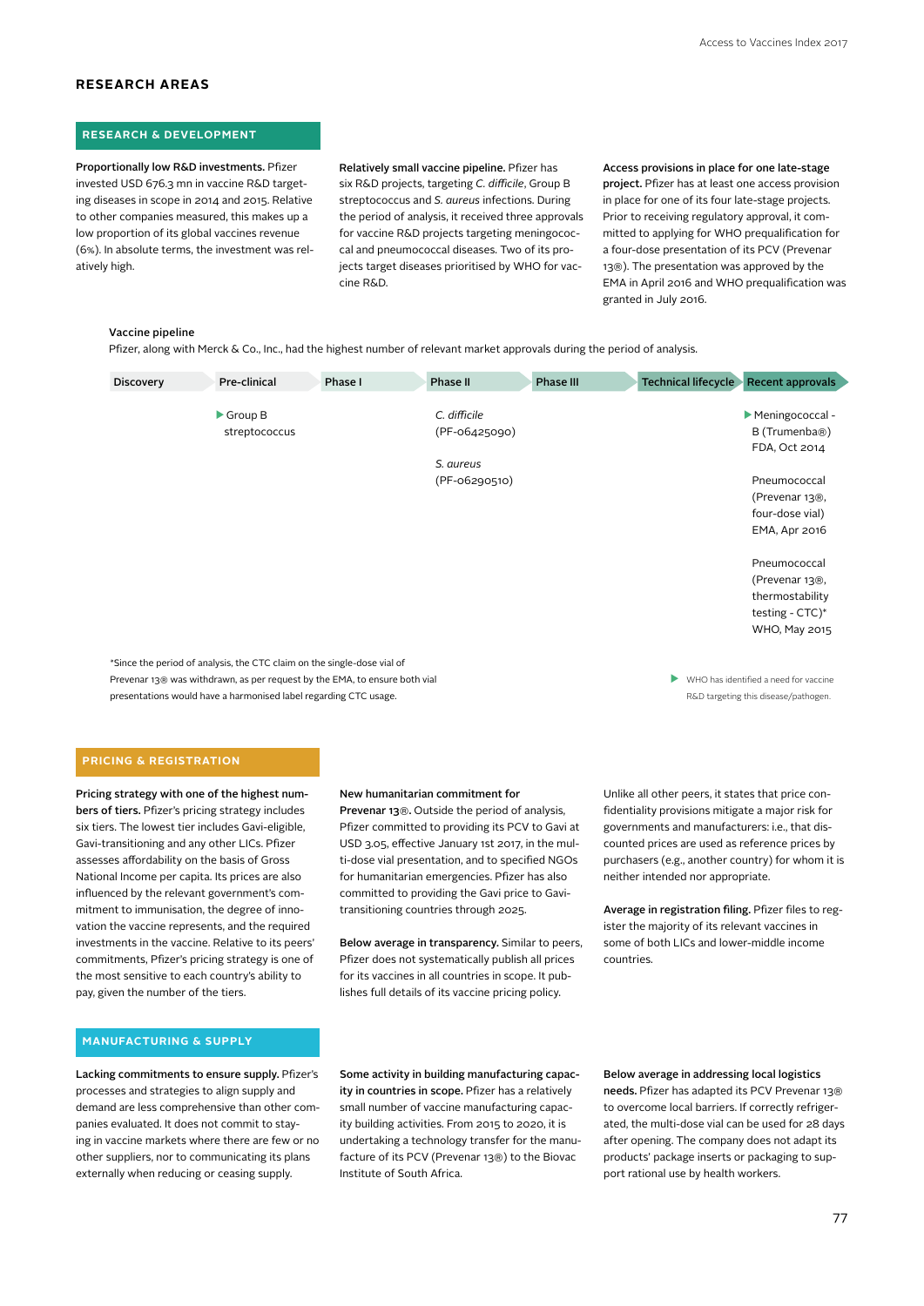## RESEARCH AREAS

### RESEARCH & DEVELOPMENT

**Proportionally low R&D investments.** Pfizer invested USD 676.3 mn in vaccine R&D targeting diseases in scope in 2014 and 2015. Relative to other companies measured, this makes up a low proportion of its global vaccines revenue (6%). In absolute terms, the investment was relatively high.

**Relatively small vaccine pipeline.** Pfizer has six R&D projects, targeting *C. difficile*, Group B streptococcus and *S. aureus* infections. During the period of analysis, it received three approvals for vaccine R&D projects targeting meningococcal and pneumococcal diseases. Two of its projects target diseases prioritised by WHO for vaccine R&D.

**Access provisions in place for one late-stage project.** Pfizer has at least one access provision in place for one of its four late-stage projects. Prior to receiving regulatory approval, it committed to applying for WHO prequalification for a four-dose presentation of its PCV (Prevenar 13®). The presentation was approved by the EMA in April 2016 and WHO prequalification was granted in July 2016.

**Vaccine pipeline**

Pfizer, along with Merck & Co., Inc., had the highest number of relevant market approvals during the period of analysis.

| Discovery | Pre-clinical | Phase I | Phase II | Phase III | Technical lifecycle | Recent approvals |
|---|---|---|---|---|---|---|
| | ▶ Group B streptococcus | | *C. difficile* (PF-06425090) | | | ▶ Meningococcal - B (Trumenba®) FDA, Oct 2014 |
| | | | *S. aureus* (PF-06290510) | | | Pneumococcal (Prevenar 13®, four-dose vial) EMA, Apr 2016 |
| | | | | | | Pneumococcal (Prevenar 13®, thermostability testing - CTC)* WHO, May 2015 |

*Since the period of analysis, the CTC claim on the single-dose vial of Prevenar 13® was withdrawn, as per request by the EMA, to ensure both vial presentations would have a harmonised label regarding CTC usage.

▶ WHO has identified a need for vaccine R&D targeting this disease/pathogen.

### PRICING & REGISTRATION

**Pricing strategy with one of the highest numbers of tiers.** Pfizer's pricing strategy includes six tiers. The lowest tier includes Gavi-eligible, Gavi-transitioning and any other LICs. Pfizer assesses affordability on the basis of Gross National Income per capita. Its prices are also influenced by the relevant government's commitment to immunisation, the degree of innovation the vaccine represents, and the required investments in the vaccine. Relative to its peers' commitments, Pfizer's pricing strategy is one of the most sensitive to each country's ability to pay, given the number of the tiers.

**New humanitarian commitment for Prevenar 13®.** Outside the period of analysis, Pfizer committed to providing its PCV to Gavi at USD 3.05, effective January 1st 2017, in the multi-dose vial presentation, and to specified NGOs for humanitarian emergencies. Pfizer has also committed to providing the Gavi price to Gavi-transitioning countries through 2025.

**Below average in transparency.** Similar to peers, Pfizer does not systematically publish all prices for its vaccines in all countries in scope. It publishes full details of its vaccine pricing policy.

Unlike all other peers, it states that price confidentiality provisions mitigate a major risk for governments and manufacturers: i.e., that discounted prices are used as reference prices by purchasers (e.g., another country) for whom it is neither intended nor appropriate.

**Average in registration filing.** Pfizer files to register the majority of its relevant vaccines in some of both LICs and lower-middle income countries.

### MANUFACTURING & SUPPLY

**Lacking commitments to ensure supply.** Pfizer's processes and strategies to align supply and demand are less comprehensive than other companies evaluated. It does not commit to staying in vaccine markets where there are few or no other suppliers, nor to communicating its plans externally when reducing or ceasing supply.

**Some activity in building manufacturing capacity in countries in scope.** Pfizer has a relatively small number of vaccine manufacturing capacity building activities. From 2015 to 2020, it is undertaking a technology transfer for the manufacture of its PCV (Prevenar 13®) to the Biovac Institute of South Africa.

**Below average in addressing local logistics needs.** Pfizer has adapted its PCV Prevenar 13® to overcome local barriers. If correctly refrigerated, the multi-dose vial can be used for 28 days after opening. The company does not adapt its products' package inserts or packaging to support rational use by health workers.